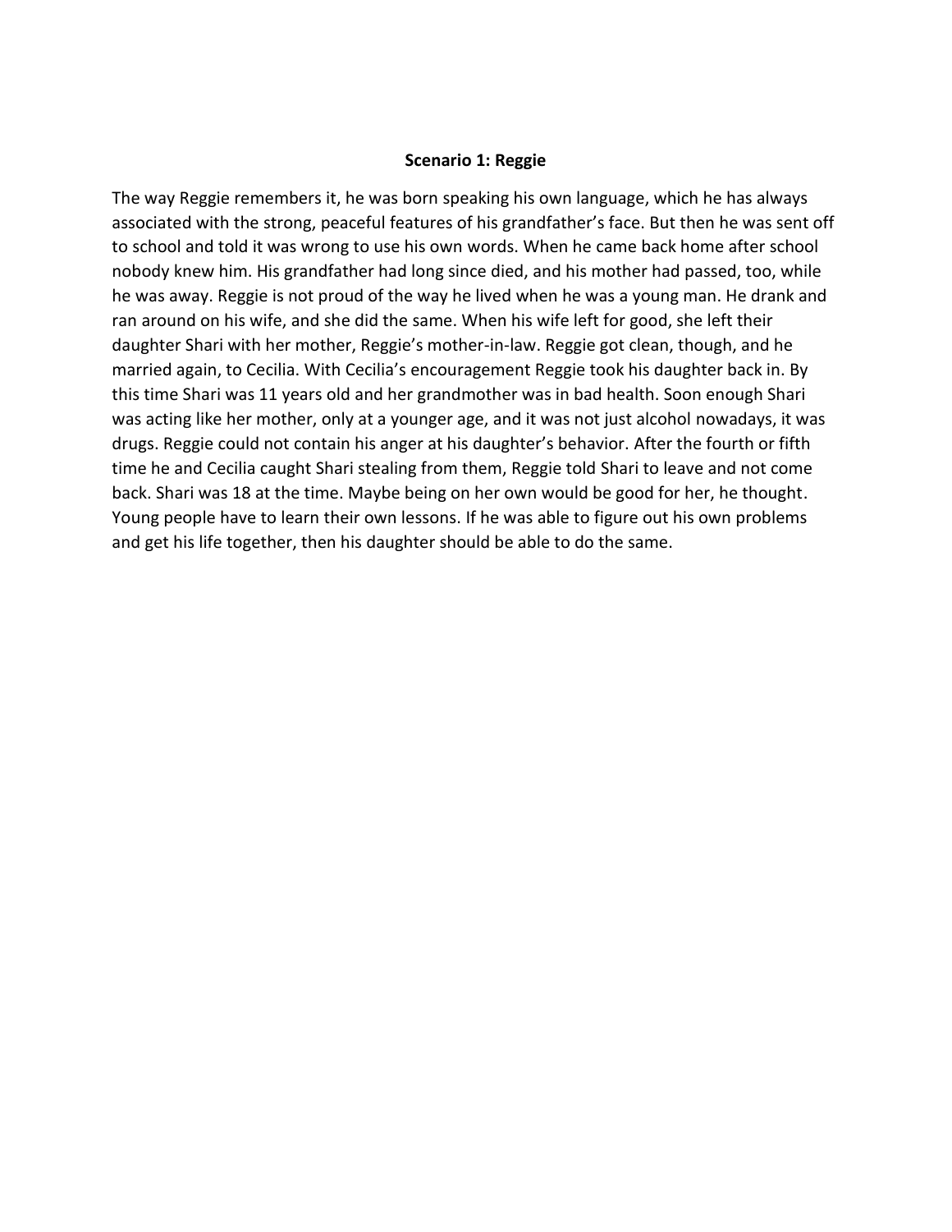**Scenario 1: Reggie**

The way Reggie remembers it, he was born speaking his own language, which he has always associated with the strong, peaceful features of his grandfather's face. But then he was sent off to school and told it was wrong to use his own words. When he came back home after school nobody knew him. His grandfather had long since died, and his mother had passed, too, while he was away. Reggie is not proud of the way he lived when he was a young man. He drank and ran around on his wife, and she did the same. When his wife left for good, she left their daughter Shari with her mother, Reggie's mother-in-law. Reggie got clean, though, and he married again, to Cecilia. With Cecilia's encouragement Reggie took his daughter back in. By this time Shari was 11 years old and her grandmother was in bad health. Soon enough Shari was acting like her mother, only at a younger age, and it was not just alcohol nowadays, it was drugs. Reggie could not contain his anger at his daughter's behavior. After the fourth or fifth time he and Cecilia caught Shari stealing from them, Reggie told Shari to leave and not come back. Shari was 18 at the time. Maybe being on her own would be good for her, he thought. Young people have to learn their own lessons. If he was able to figure out his own problems and get his life together, then his daughter should be able to do the same.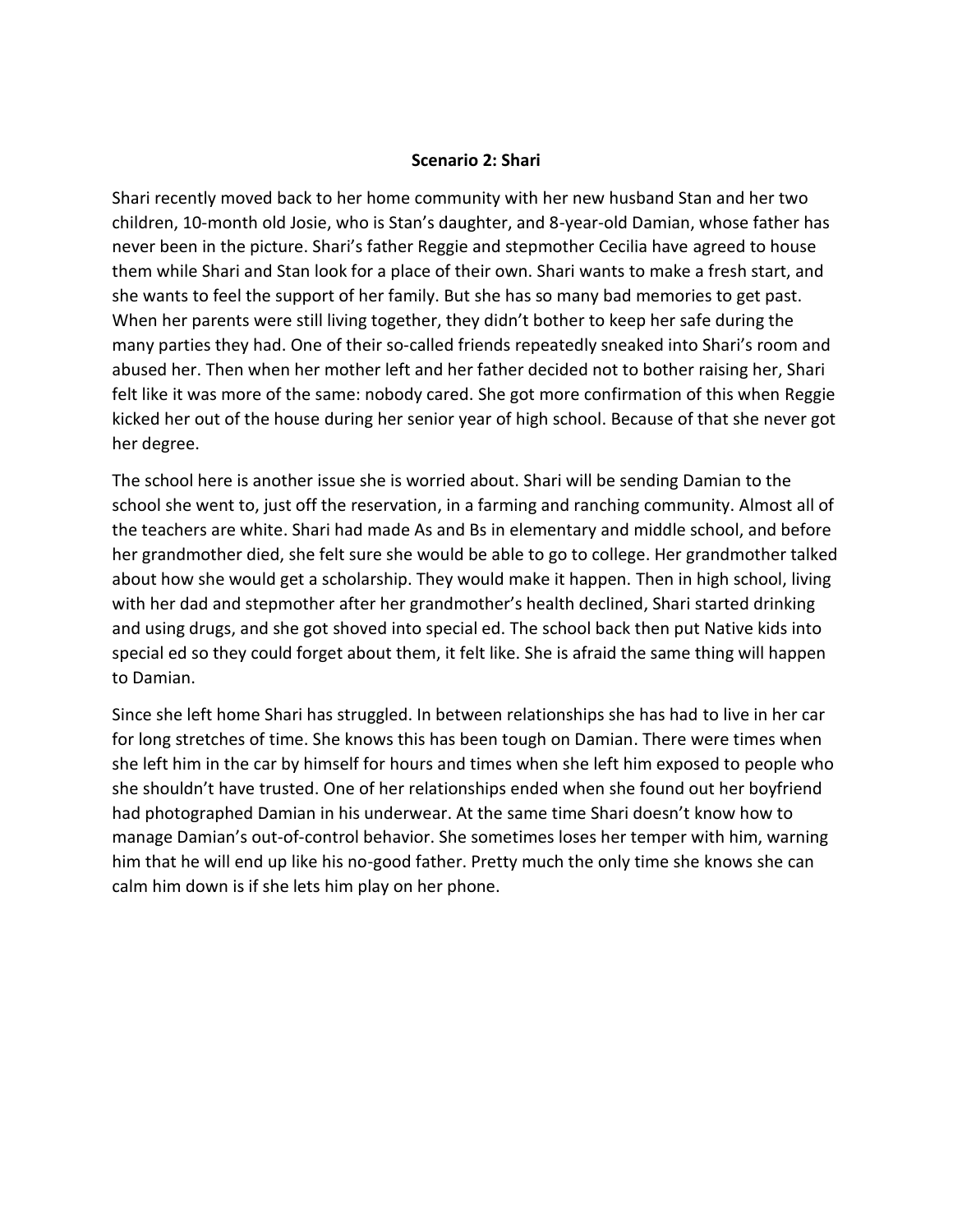**Scenario 2: Shari**

Shari recently moved back to her home community with her new husband Stan and her two children, 10-month old Josie, who is Stan's daughter, and 8-year-old Damian, whose father has never been in the picture. Shari's father Reggie and stepmother Cecilia have agreed to house them while Shari and Stan look for a place of their own. Shari wants to make a fresh start, and she wants to feel the support of her family. But she has so many bad memories to get past. When her parents were still living together, they didn't bother to keep her safe during the many parties they had. One of their so-called friends repeatedly sneaked into Shari's room and abused her. Then when her mother left and her father decided not to bother raising her, Shari felt like it was more of the same: nobody cared. She got more confirmation of this when Reggie kicked her out of the house during her senior year of high school. Because of that she never got her degree.

The school here is another issue she is worried about. Shari will be sending Damian to the school she went to, just off the reservation, in a farming and ranching community. Almost all of the teachers are white. Shari had made As and Bs in elementary and middle school, and before her grandmother died, she felt sure she would be able to go to college. Her grandmother talked about how she would get a scholarship. They would make it happen. Then in high school, living with her dad and stepmother after her grandmother's health declined, Shari started drinking and using drugs, and she got shoved into special ed. The school back then put Native kids into special ed so they could forget about them, it felt like. She is afraid the same thing will happen to Damian.

Since she left home Shari has struggled. In between relationships she has had to live in her car for long stretches of time. She knows this has been tough on Damian. There were times when she left him in the car by himself for hours and times when she left him exposed to people who she shouldn't have trusted. One of her relationships ended when she found out her boyfriend had photographed Damian in his underwear. At the same time Shari doesn't know how to manage Damian's out-of-control behavior. She sometimes loses her temper with him, warning him that he will end up like his no-good father. Pretty much the only time she knows she can calm him down is if she lets him play on her phone.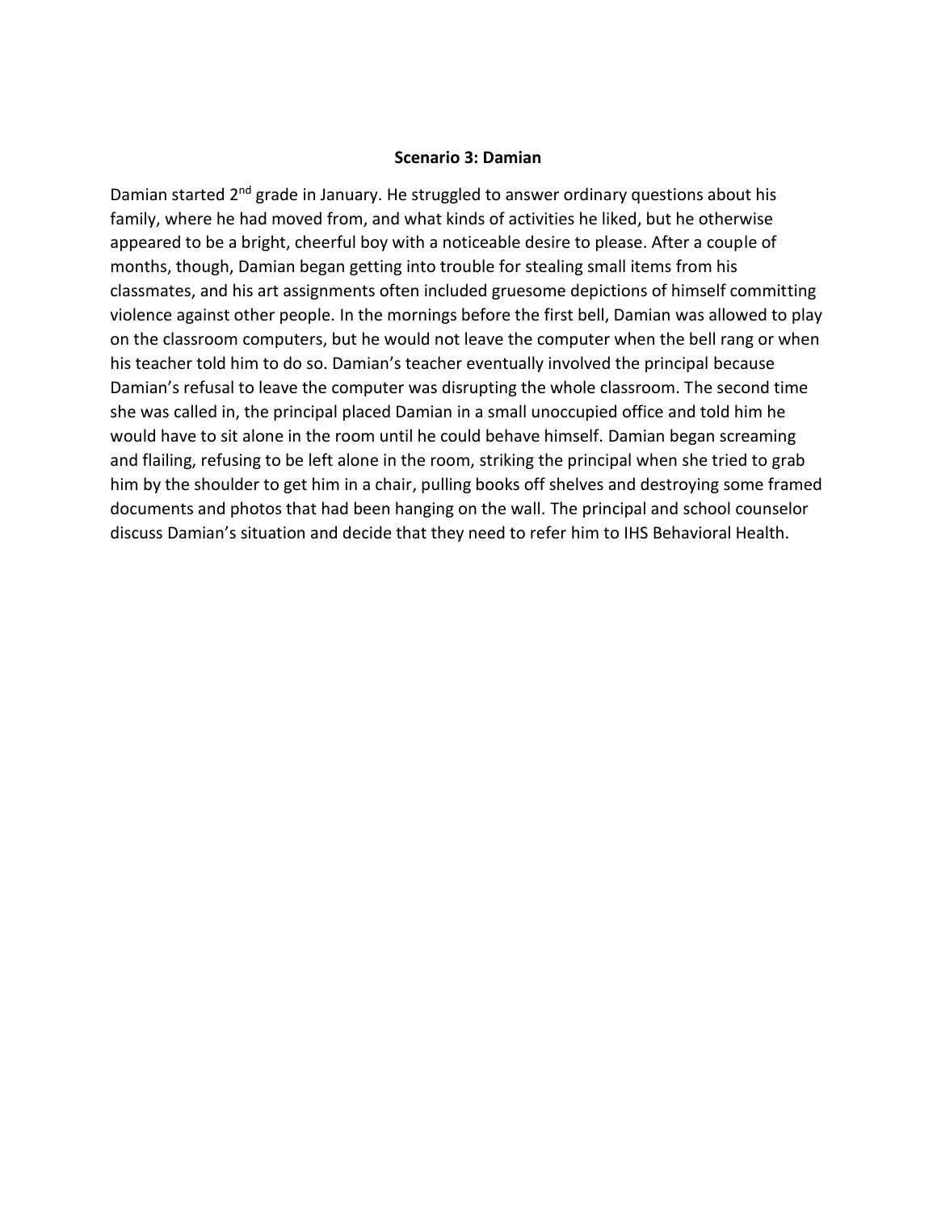**Scenario 3: Damian**

Damian started 2nd grade in January. He struggled to answer ordinary questions about his family, where he had moved from, and what kinds of activities he liked, but he otherwise appeared to be a bright, cheerful boy with a noticeable desire to please. After a couple of months, though, Damian began getting into trouble for stealing small items from his classmates, and his art assignments often included gruesome depictions of himself committing violence against other people. In the mornings before the first bell, Damian was allowed to play on the classroom computers, but he would not leave the computer when the bell rang or when his teacher told him to do so. Damian's teacher eventually involved the principal because Damian's refusal to leave the computer was disrupting the whole classroom. The second time she was called in, the principal placed Damian in a small unoccupied office and told him he would have to sit alone in the room until he could behave himself. Damian began screaming and flailing, refusing to be left alone in the room, striking the principal when she tried to grab him by the shoulder to get him in a chair, pulling books off shelves and destroying some framed documents and photos that had been hanging on the wall. The principal and school counselor discuss Damian's situation and decide that they need to refer him to IHS Behavioral Health.